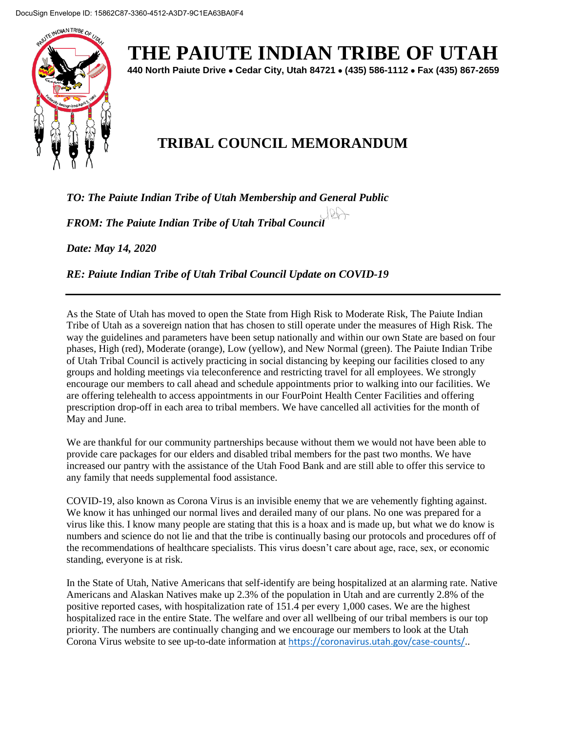# THE PAIUTE INDIAN TRIBE OF UTAH

**440 North Paiute Drive • Cedar City, Utah 84721 • (435) 586-1112 • Fax (435) 867-2659**

## TRIBAL COUNCIL MEMORANDUM

***TO: The Paiute Indian Tribe of Utah Membership and General Public***

***FROM: The Paiute Indian Tribe of Utah Tribal Council***

***Date: May 14, 2020***

***RE: Paiute Indian Tribe of Utah Tribal Council Update on COVID-19***

---

As the State of Utah has moved to open the State from High Risk to Moderate Risk, The Paiute Indian Tribe of Utah as a sovereign nation that has chosen to still operate under the measures of High Risk. The way the guidelines and parameters have been setup nationally and within our own State are based on four phases, High (red), Moderate (orange), Low (yellow), and New Normal (green). The Paiute Indian Tribe of Utah Tribal Council is actively practicing in social distancing by keeping our facilities closed to any groups and holding meetings via teleconference and restricting travel for all employees. We strongly encourage our members to call ahead and schedule appointments prior to walking into our facilities. We are offering telehealth to access appointments in our FourPoint Health Center Facilities and offering prescription drop-off in each area to tribal members. We have cancelled all activities for the month of May and June.

We are thankful for our community partnerships because without them we would not have been able to provide care packages for our elders and disabled tribal members for the past two months. We have increased our pantry with the assistance of the Utah Food Bank and are still able to offer this service to any family that needs supplemental food assistance.

COVID-19, also known as Corona Virus is an invisible enemy that we are vehemently fighting against. We know it has unhinged our normal lives and derailed many of our plans. No one was prepared for a virus like this. I know many people are stating that this is a hoax and is made up, but what we do know is numbers and science do not lie and that the tribe is continually basing our protocols and procedures off of the recommendations of healthcare specialists. This virus doesn't care about age, race, sex, or economic standing, everyone is at risk.

In the State of Utah, Native Americans that self-identify are being hospitalized at an alarming rate. Native Americans and Alaskan Natives make up 2.3% of the population in Utah and are currently 2.8% of the positive reported cases, with hospitalization rate of 151.4 per every 1,000 cases. We are the highest hospitalized race in the entire State. The welfare and over all wellbeing of our tribal members is our top priority. The numbers are continually changing and we encourage our members to look at the Utah Corona Virus website to see up-to-date information at https://coronavirus.utah.gov/case-counts/..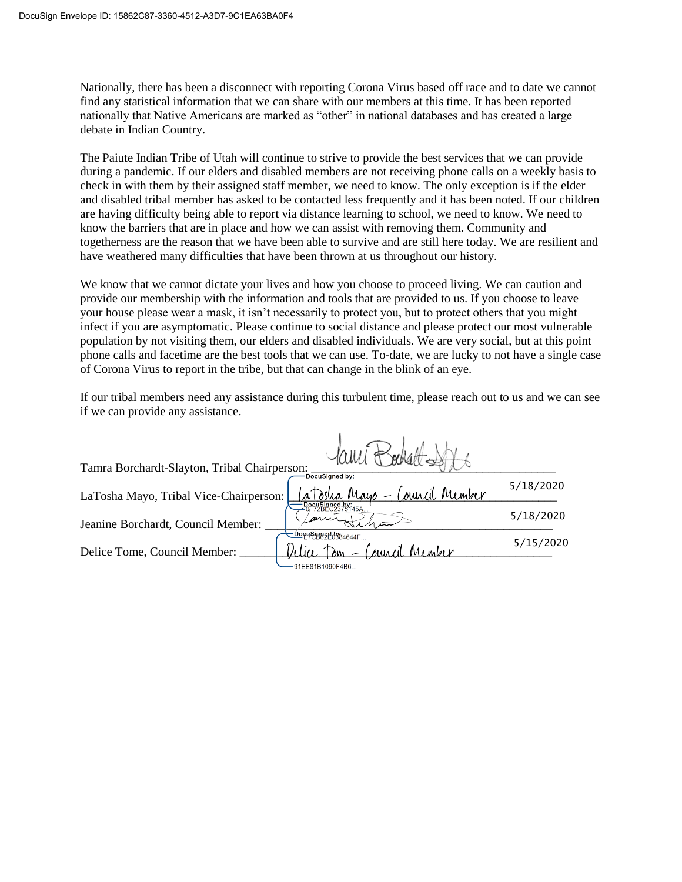Nationally, there has been a disconnect with reporting Corona Virus based off race and to date we cannot find any statistical information that we can share with our members at this time. It has been reported nationally that Native Americans are marked as "other" in national databases and has created a large debate in Indian Country.

The Paiute Indian Tribe of Utah will continue to strive to provide the best services that we can provide during a pandemic. If our elders and disabled members are not receiving phone calls on a weekly basis to check in with them by their assigned staff member, we need to know. The only exception is if the elder and disabled tribal member has asked to be contacted less frequently and it has been noted. If our children are having difficulty being able to report via distance learning to school, we need to know. We need to know the barriers that are in place and how we can assist with removing them. Community and togetherness are the reason that we have been able to survive and are still here today. We are resilient and have weathered many difficulties that have been thrown at us throughout our history.

We know that we cannot dictate your lives and how you choose to proceed living. We can caution and provide our membership with the information and tools that are provided to us. If you choose to leave your house please wear a mask, it isn't necessarily to protect you, but to protect others that you might infect if you are asymptomatic. Please continue to social distance and please protect our most vulnerable population by not visiting them, our elders and disabled individuals. We are very social, but at this point phone calls and facetime are the best tools that we can use. To-date, we are lucky to not have a single case of Corona Virus to report in the tribe, but that can change in the blink of an eye.

If our tribal members need any assistance during this turbulent time, please reach out to us and we can see if we can provide any assistance.

Tamra Borchardt-Slayton, Tribal Chairperson: Tami Borchardt-Slayton

LaTosha Mayo, Tribal Vice-Chairperson: LaTosha Mayo – Council Member 5/18/2020

Jeanine Borchardt, Council Member: [signature] 5/18/2020

Delice Tome, Council Member: Delice Tom – Council Member 5/15/2020